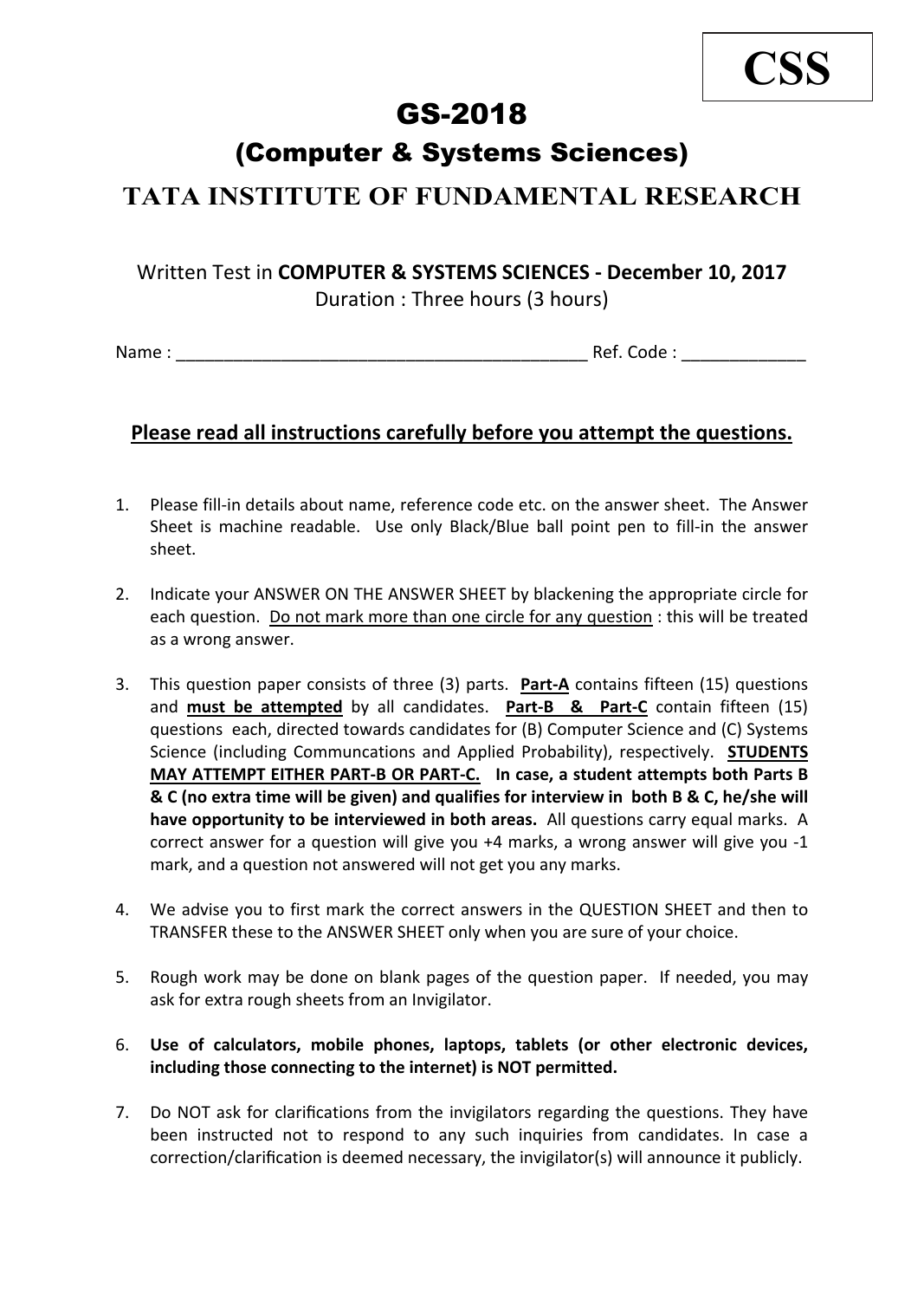**CSS**

# GS-2018

## (Computer & Systems Sciences)

## TATA INSTITUTE OF FUNDAMENTAL RESEARCH

Written Test in **COMPUTER & SYSTEMS SCIENCES - December 10, 2017**
Duration : Three hours (3 hours)

Name : ___________________________________________ Ref. Code : _____________

### <u>Please read all instructions carefully before you attempt the questions.</u>

1. Please fill-in details about name, reference code etc. on the answer sheet. The Answer Sheet is machine readable. Use only Black/Blue ball point pen to fill-in the answer sheet.

2. Indicate your ANSWER ON THE ANSWER SHEET by blackening the appropriate circle for each question. <u>Do not mark more than one circle for any question</u> : this will be treated as a wrong answer.

3. This question paper consists of three (3) parts. **<u>Part-A</u>** contains fifteen (15) questions and **<u>must be attempted</u>** by all candidates. **<u>Part-B & Part-C</u>** contain fifteen (15) questions each, directed towards candidates for (B) Computer Science and (C) Systems Science (including Communcations and Applied Probability), respectively. **<u>STUDENTS MAY ATTEMPT EITHER PART-B OR PART-C.</u> In case, a student attempts both Parts B & C (no extra time will be given) and qualifies for interview in both B & C, he/she will have opportunity to be interviewed in both areas.** All questions carry equal marks. A correct answer for a question will give you +4 marks, a wrong answer will give you -1 mark, and a question not answered will not get you any marks.

4. We advise you to first mark the correct answers in the QUESTION SHEET and then to TRANSFER these to the ANSWER SHEET only when you are sure of your choice.

5. Rough work may be done on blank pages of the question paper. If needed, you may ask for extra rough sheets from an Invigilator.

6. **Use of calculators, mobile phones, laptops, tablets (or other electronic devices, including those connecting to the internet) is NOT permitted.**

7. Do NOT ask for clarifications from the invigilators regarding the questions. They have been instructed not to respond to any such inquiries from candidates. In case a correction/clarification is deemed necessary, the invigilator(s) will announce it publicly.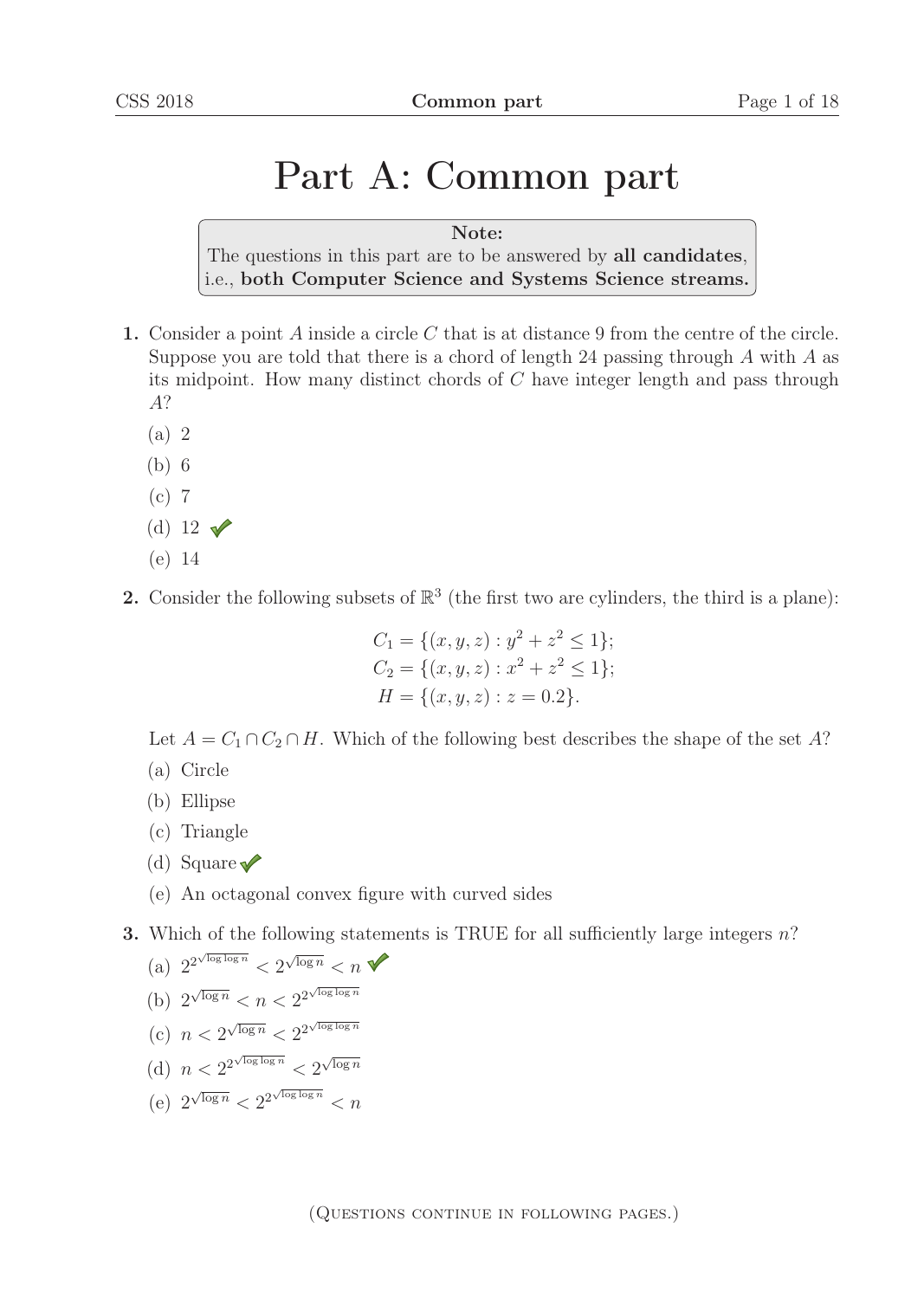# Part A: Common part

> **Note:**
> The questions in this part are to be answered by **all candidates**, i.e., **both Computer Science and Systems Science streams.**

**1.** Consider a point $A$ inside a circle $C$ that is at distance 9 from the centre of the circle. Suppose you are told that there is a chord of length 24 passing through $A$ with $A$ as its midpoint. How many distinct chords of $C$ have integer length and pass through $A$?

(a) 2

(b) 6

(c) 7

(d) 12 ✔

(e) 14

**2.** Consider the following subsets of $\mathbb{R}^3$ (the first two are cylinders, the third is a plane):

$$C_1 = \{(x, y, z) : y^2 + z^2 \leq 1\};$$
$$C_2 = \{(x, y, z) : x^2 + z^2 \leq 1\};$$
$$H = \{(x, y, z) : z = 0.2\}.$$

Let $A = C_1 \cap C_2 \cap H$. Which of the following best describes the shape of the set $A$?

(a) Circle

(b) Ellipse

(c) Triangle

(d) Square ✔

(e) An octagonal convex figure with curved sides

**3.** Which of the following statements is TRUE for all sufficiently large integers $n$?

(a) $2^{2^{\sqrt{\log \log n}}} < 2^{\sqrt{\log n}} < n$ ✔

(b) $2^{\sqrt{\log n}} < n < 2^{2^{\sqrt{\log \log n}}}$

(c) $n < 2^{\sqrt{\log n}} < 2^{2^{\sqrt{\log \log n}}}$

(d) $n < 2^{2^{\sqrt{\log \log n}}} < 2^{\sqrt{\log n}}$

(e) $2^{\sqrt{\log n}} < 2^{2^{\sqrt{\log \log n}}} < n$

(Questions continue in following pages.)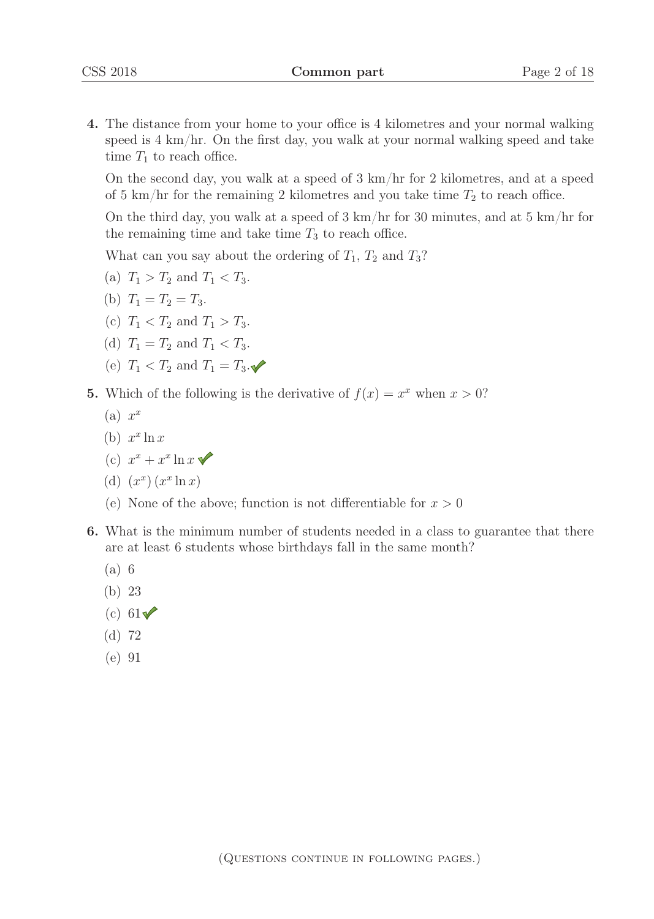**4.** The distance from your home to your office is 4 kilometres and your normal walking speed is 4 km/hr. On the first day, you walk at your normal walking speed and take time $T_1$ to reach office.

On the second day, you walk at a speed of 3 km/hr for 2 kilometres, and at a speed of 5 km/hr for the remaining 2 kilometres and you take time $T_2$ to reach office.

On the third day, you walk at a speed of 3 km/hr for 30 minutes, and at 5 km/hr for the remaining time and take time $T_3$ to reach office.

What can you say about the ordering of $T_1$, $T_2$ and $T_3$?

(a) $T_1 > T_2$ and $T_1 < T_3$.

(b) $T_1 = T_2 = T_3$.

(c) $T_1 < T_2$ and $T_1 > T_3$.

(d) $T_1 = T_2$ and $T_1 < T_3$.

(e) $T_1 < T_2$ and $T_1 = T_3$. ✓

**5.** Which of the following is the derivative of $f(x) = x^x$ when $x > 0$?

(a) $x^x$

(b) $x^x \ln x$

(c) $x^x + x^x \ln x$ ✓

(d) $(x^x)(x^x \ln x)$

(e) None of the above; function is not differentiable for $x > 0$

**6.** What is the minimum number of students needed in a class to guarantee that there are at least 6 students whose birthdays fall in the same month?

(a) 6

(b) 23

(c) 61 ✓

(d) 72

(e) 91

(Questions continue in following pages.)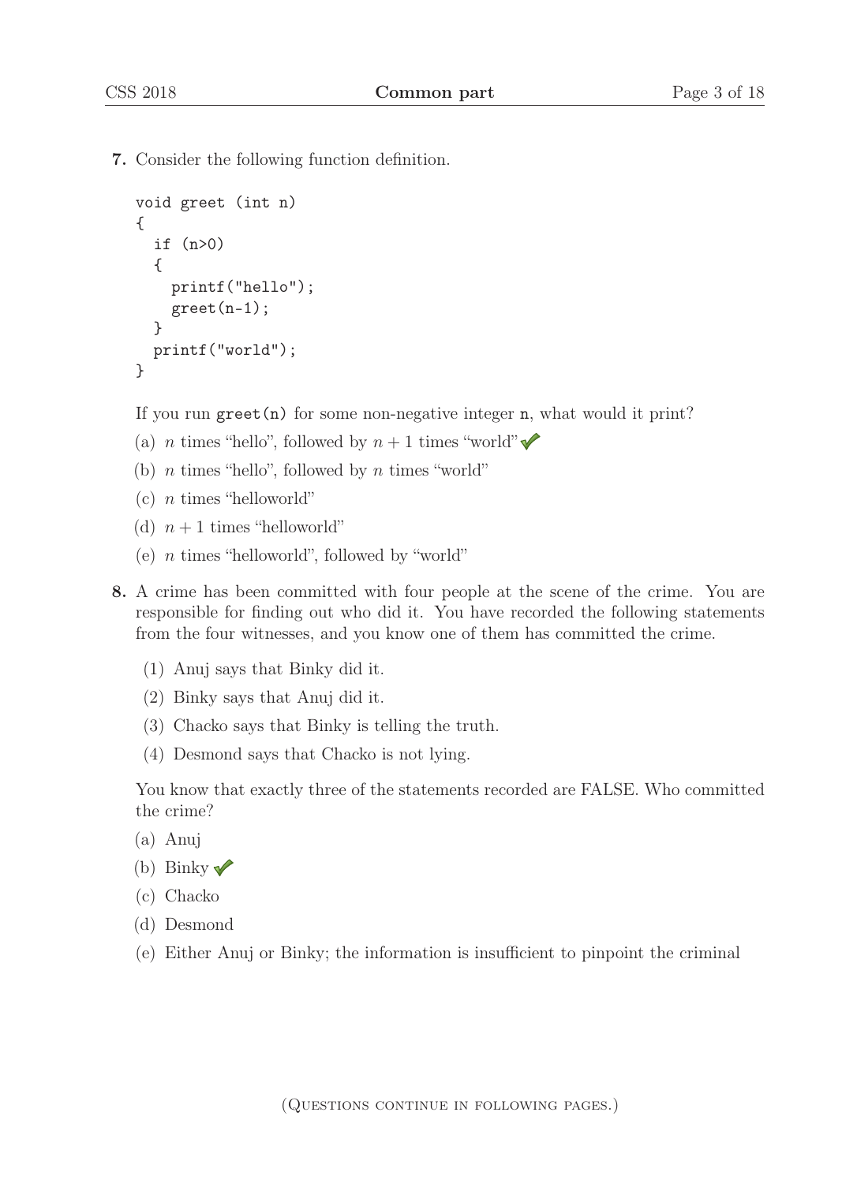**7.** Consider the following function definition.

```
void greet (int n)
{
  if (n>0)
  {
    printf("hello");
    greet(n-1);
  }
  printf("world");
}
```

If you run `greet(n)` for some non-negative integer `n`, what would it print?

(a) $n$ times "hello", followed by $n + 1$ times "world" ✓

(b) $n$ times "hello", followed by $n$ times "world"

(c) $n$ times "helloworld"

(d) $n + 1$ times "helloworld"

(e) $n$ times "helloworld", followed by "world"

**8.** A crime has been committed with four people at the scene of the crime. You are responsible for finding out who did it. You have recorded the following statements from the four witnesses, and you know one of them has committed the crime.

(1) Anuj says that Binky did it.

(2) Binky says that Anuj did it.

(3) Chacko says that Binky is telling the truth.

(4) Desmond says that Chacko is not lying.

You know that exactly three of the statements recorded are FALSE. Who committed the crime?

(a) Anuj

(b) Binky ✓

(c) Chacko

(d) Desmond

(e) Either Anuj or Binky; the information is insufficient to pinpoint the criminal

(Questions continue in following pages.)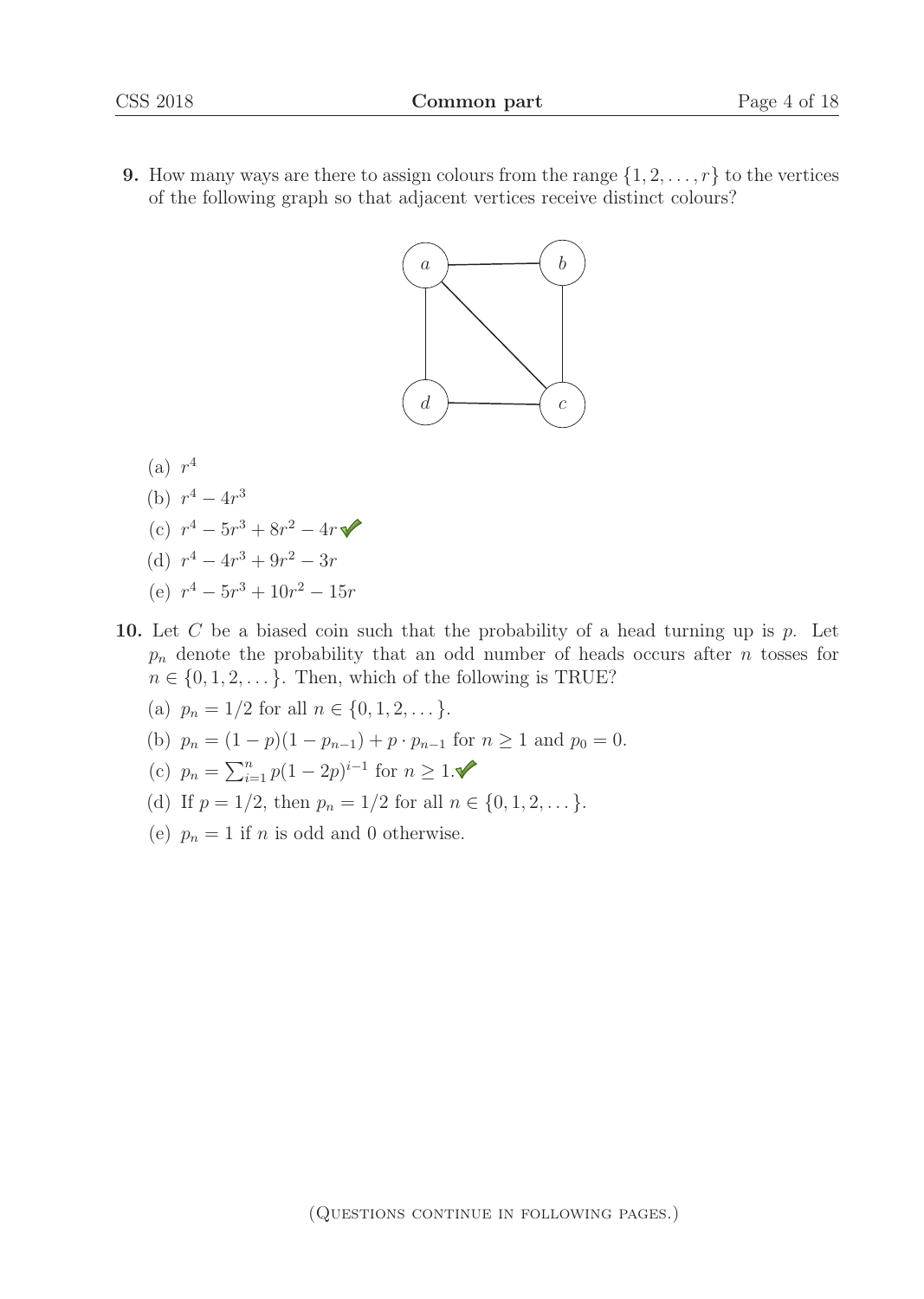**9.** How many ways are there to assign colours from the range $\{1, 2, \ldots, r\}$ to the vertices of the following graph so that adjacent vertices receive distinct colours?

(a) $r^4$

(b) $r^4 - 4r^3$

(c) $r^4 - 5r^3 + 8r^2 - 4r$ ✔

(d) $r^4 - 4r^3 + 9r^2 - 3r$

(e) $r^4 - 5r^3 + 10r^2 - 15r$

**10.** Let $C$ be a biased coin such that the probability of a head turning up is $p$. Let $p_n$ denote the probability that an odd number of heads occurs after $n$ tosses for $n \in \{0, 1, 2, \ldots\}$. Then, which of the following is TRUE?

(a) $p_n = 1/2$ for all $n \in \{0, 1, 2, \ldots\}$.

(b) $p_n = (1-p)(1-p_{n-1}) + p \cdot p_{n-1}$ for $n \geq 1$ and $p_0 = 0$.

(c) $p_n = \sum_{i=1}^{n} p(1-2p)^{i-1}$ for $n \geq 1$. ✔

(d) If $p = 1/2$, then $p_n = 1/2$ for all $n \in \{0, 1, 2, \ldots\}$.

(e) $p_n = 1$ if $n$ is odd and 0 otherwise.

(Questions continue in following pages.)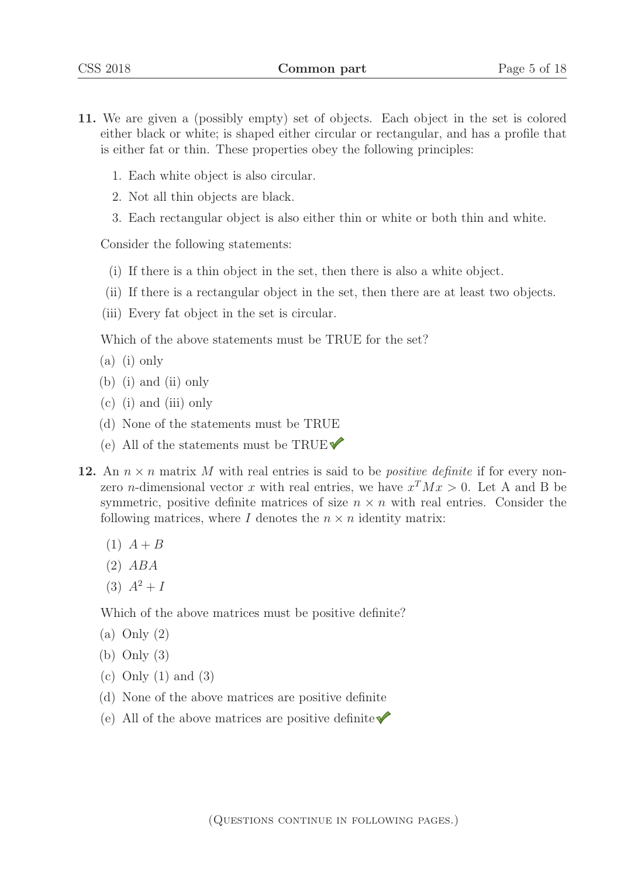**11.** We are given a (possibly empty) set of objects. Each object in the set is colored either black or white; is shaped either circular or rectangular, and has a profile that is either fat or thin. These properties obey the following principles:

1. Each white object is also circular.
2. Not all thin objects are black.
3. Each rectangular object is also either thin or white or both thin and white.

Consider the following statements:

(i) If there is a thin object in the set, then there is also a white object.

(ii) If there is a rectangular object in the set, then there are at least two objects.

(iii) Every fat object in the set is circular.

Which of the above statements must be TRUE for the set?

(a) (i) only

(b) (i) and (ii) only

(c) (i) and (iii) only

(d) None of the statements must be TRUE

(e) All of the statements must be TRUE ✓

**12.** An $n \times n$ matrix $M$ with real entries is said to be *positive definite* if for every non-zero $n$-dimensional vector $x$ with real entries, we have $x^T M x > 0$. Let A and B be symmetric, positive definite matrices of size $n \times n$ with real entries. Consider the following matrices, where $I$ denotes the $n \times n$ identity matrix:

(1) $A + B$

(2) $ABA$

(3) $A^2 + I$

Which of the above matrices must be positive definite?

(a) Only (2)

(b) Only (3)

(c) Only (1) and (3)

(d) None of the above matrices are positive definite

(e) All of the above matrices are positive definite ✓

(Questions continue in following pages.)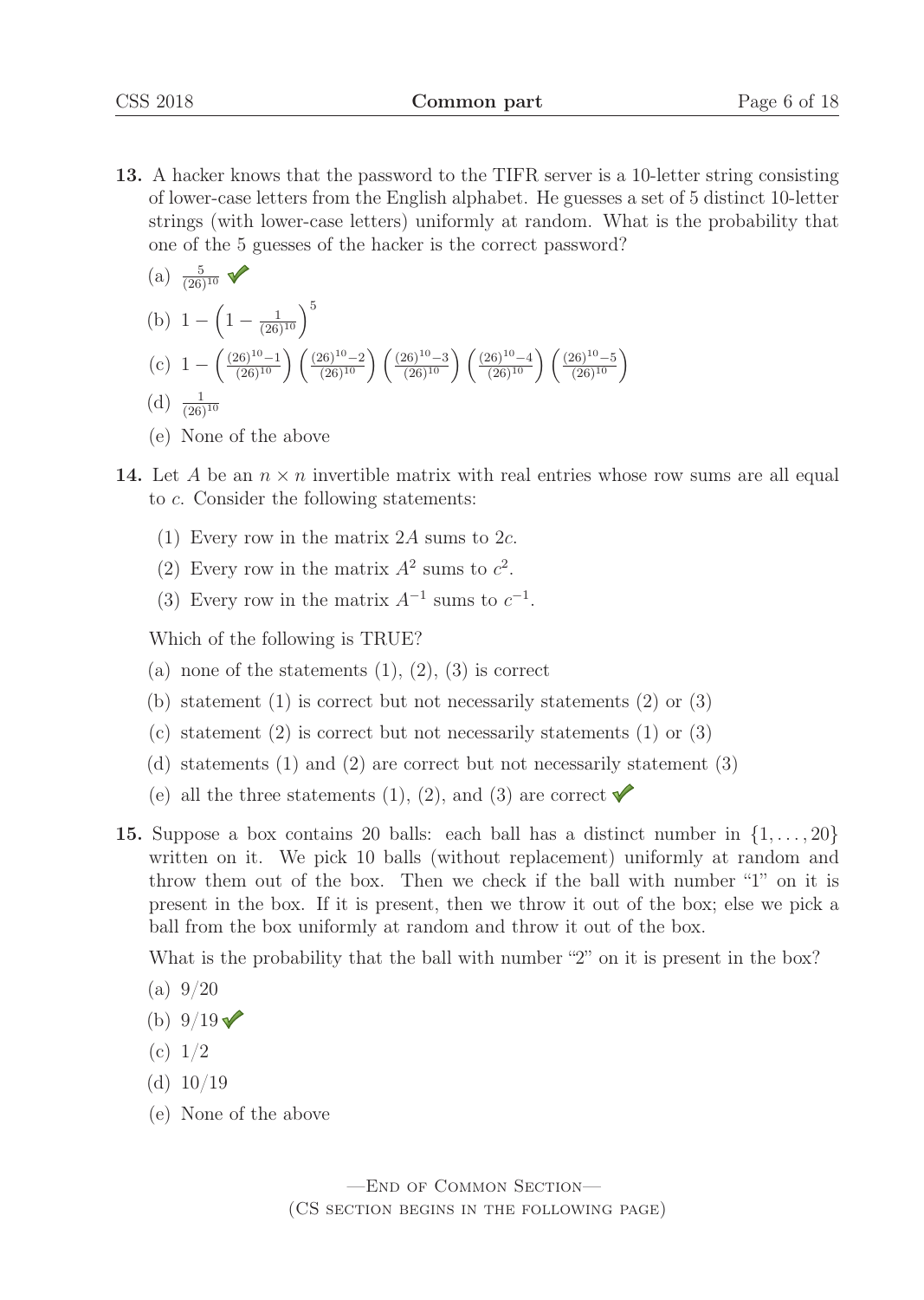**13.** A hacker knows that the password to the TIFR server is a 10-letter string consisting of lower-case letters from the English alphabet. He guesses a set of 5 distinct 10-letter strings (with lower-case letters) uniformly at random. What is the probability that one of the 5 guesses of the hacker is the correct password?

(a) $\frac{5}{(26)^{10}}$ ✓

(b) $1 - \left(1 - \frac{1}{(26)^{10}}\right)^5$

(c) $1 - \left(\frac{(26)^{10}-1}{(26)^{10}}\right)\left(\frac{(26)^{10}-2}{(26)^{10}}\right)\left(\frac{(26)^{10}-3}{(26)^{10}}\right)\left(\frac{(26)^{10}-4}{(26)^{10}}\right)\left(\frac{(26)^{10}-5}{(26)^{10}}\right)$

(d) $\frac{1}{(26)^{10}}$

(e) None of the above

**14.** Let $A$ be an $n \times n$ invertible matrix with real entries whose row sums are all equal to $c$. Consider the following statements:

(1) Every row in the matrix $2A$ sums to $2c$.

(2) Every row in the matrix $A^2$ sums to $c^2$.

(3) Every row in the matrix $A^{-1}$ sums to $c^{-1}$.

Which of the following is TRUE?

(a) none of the statements (1), (2), (3) is correct

(b) statement (1) is correct but not necessarily statements (2) or (3)

(c) statement (2) is correct but not necessarily statements (1) or (3)

(d) statements (1) and (2) are correct but not necessarily statement (3)

(e) all the three statements (1), (2), and (3) are correct ✓

**15.** Suppose a box contains 20 balls: each ball has a distinct number in $\{1, \ldots, 20\}$ written on it. We pick 10 balls (without replacement) uniformly at random and throw them out of the box. Then we check if the ball with number "1" on it is present in the box. If it is present, then we throw it out of the box; else we pick a ball from the box uniformly at random and throw it out of the box.

What is the probability that the ball with number "2" on it is present in the box?

(a) 9/20

(b) 9/19 ✓

(c) 1/2

(d) 10/19

(e) None of the above

—End of Common Section—

(CS section begins in the following page)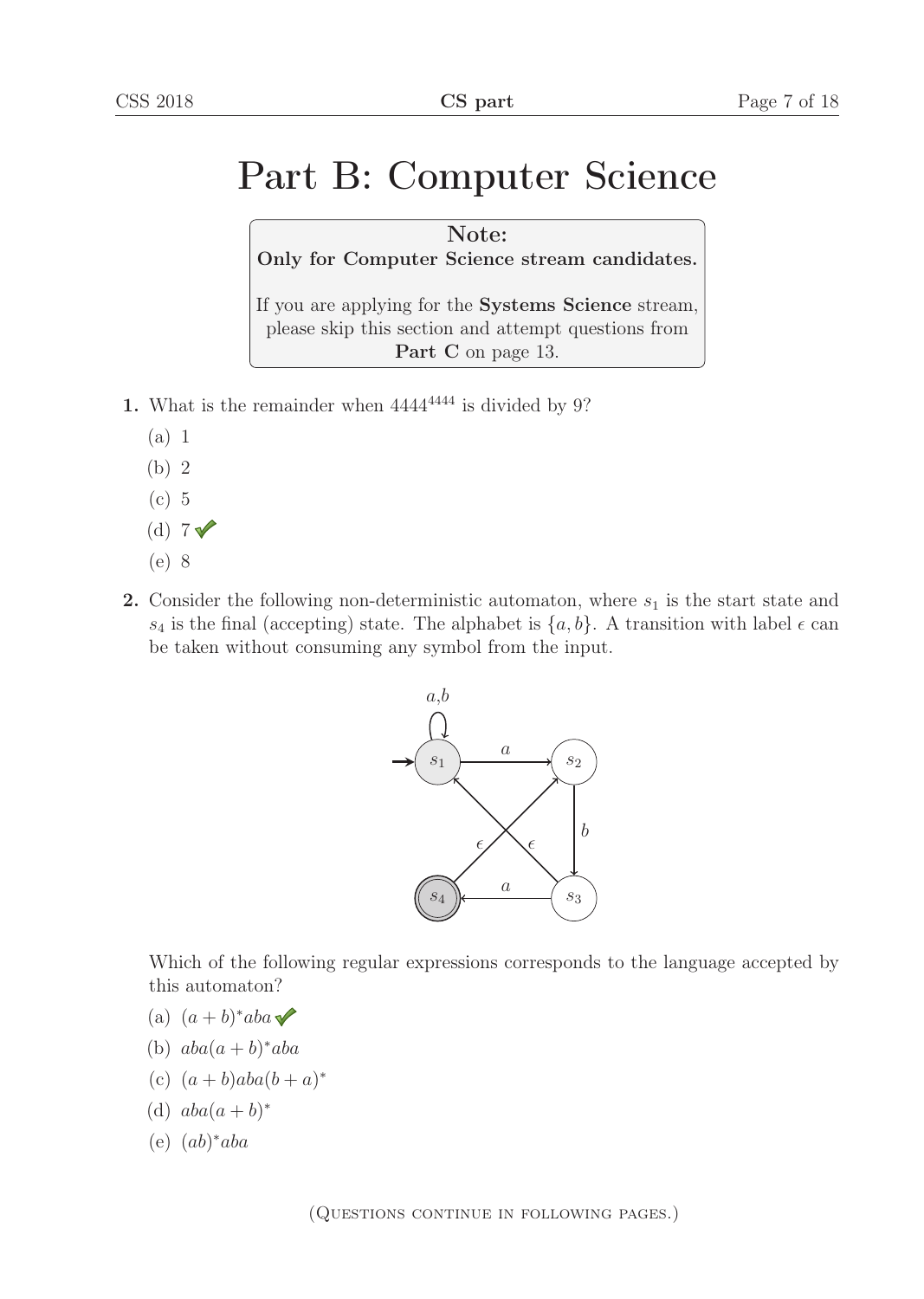# Part B: Computer Science

**Note:**
**Only for Computer Science stream candidates.**

If you are applying for the **Systems Science** stream, please skip this section and attempt questions from **Part C** on page 13.

**1.** What is the remainder when $4444^{4444}$ is divided by 9?

(a) 1

(b) 2

(c) 5

(d) 7 ✔

(e) 8

**2.** Consider the following non-deterministic automaton, where $s_1$ is the start state and $s_4$ is the final (accepting) state. The alphabet is $\{a, b\}$. A transition with label $\epsilon$ can be taken without consuming any symbol from the input.

Which of the following regular expressions corresponds to the language accepted by this automaton?

(a) $(a + b)^*aba$ ✔

(b) $aba(a + b)^*aba$

(c) $(a + b)aba(b + a)^*$

(d) $aba(a + b)^*$

(e) $(ab)^*aba$

(Questions continue in following pages.)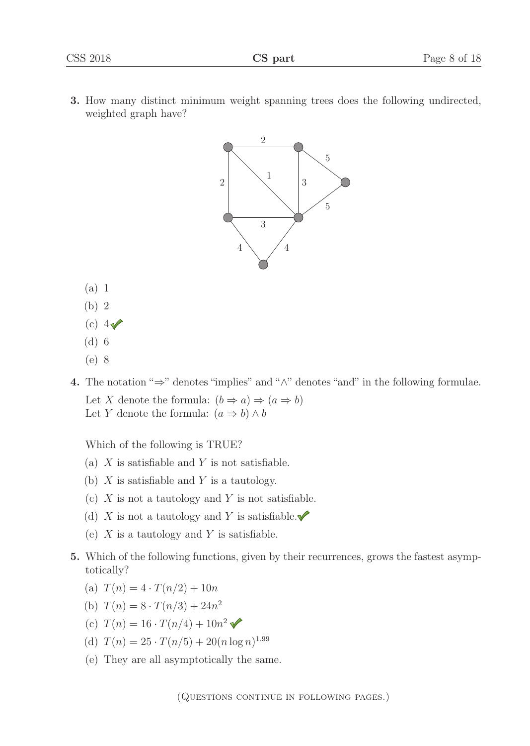**3.** How many distinct minimum weight spanning trees does the following undirected, weighted graph have?

(a) 1

(b) 2

(c) 4 ✓

(d) 6

(e) 8

**4.** The notation "$\Rightarrow$" denotes "implies" and "$\wedge$" denotes "and" in the following formulae.

Let $X$ denote the formula: $(b \Rightarrow a) \Rightarrow (a \Rightarrow b)$
Let $Y$ denote the formula: $(a \Rightarrow b) \wedge b$

Which of the following is TRUE?

(a) $X$ is satisfiable and $Y$ is not satisfiable.

(b) $X$ is satisfiable and $Y$ is a tautology.

(c) $X$ is not a tautology and $Y$ is not satisfiable.

(d) $X$ is not a tautology and $Y$ is satisfiable. ✓

(e) $X$ is a tautology and $Y$ is satisfiable.

**5.** Which of the following functions, given by their recurrences, grows the fastest asymptotically?

(a) $T(n) = 4 \cdot T(n/2) + 10n$

(b) $T(n) = 8 \cdot T(n/3) + 24n^2$

(c) $T(n) = 16 \cdot T(n/4) + 10n^2$ ✓

(d) $T(n) = 25 \cdot T(n/5) + 20(n \log n)^{1.99}$

(e) They are all asymptotically the same.

(Questions continue in following pages.)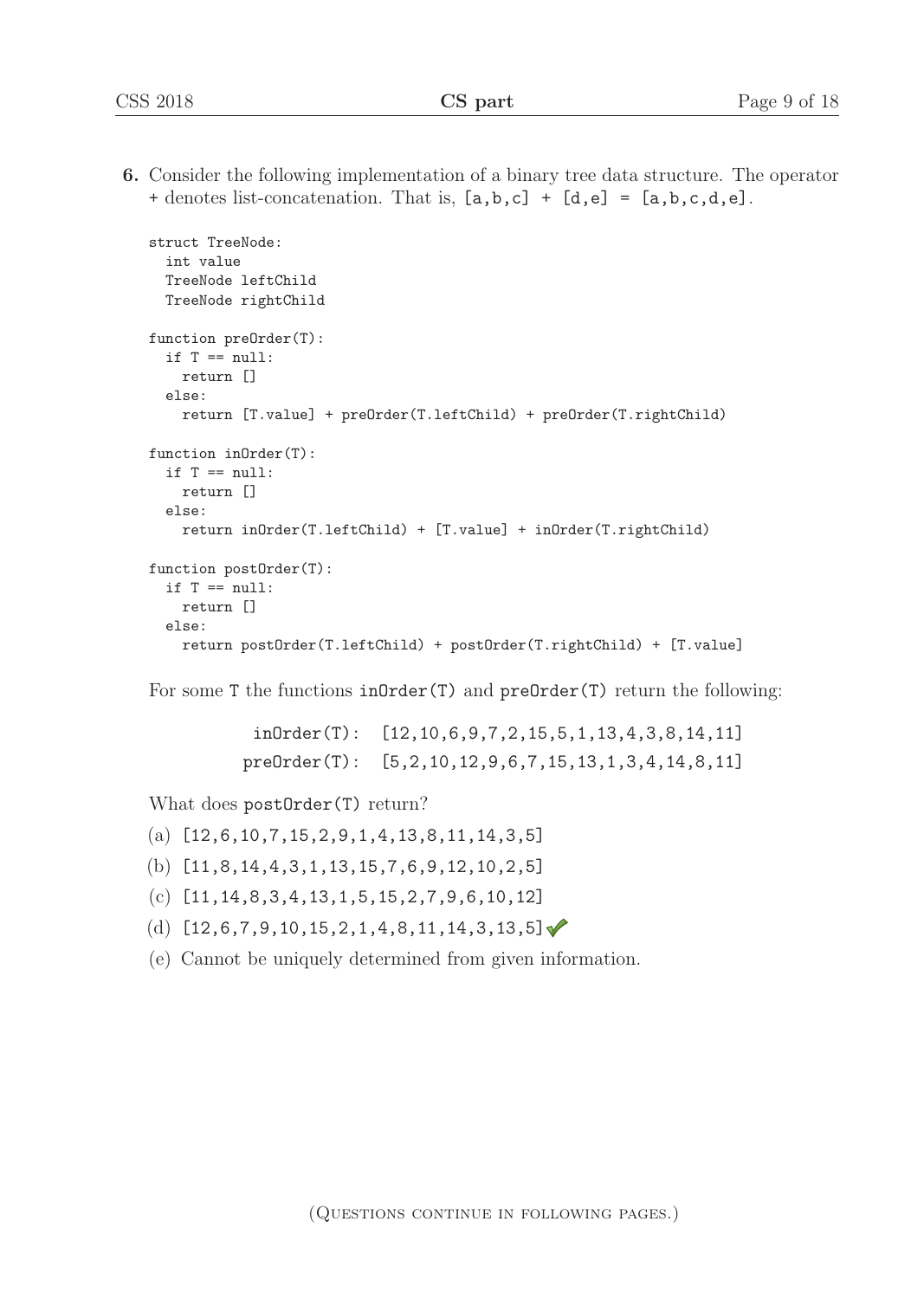**6.** Consider the following implementation of a binary tree data structure. The operator + denotes list-concatenation. That is, [a,b,c] + [d,e] = [a,b,c,d,e].

```
struct TreeNode:
  int value
  TreeNode leftChild
  TreeNode rightChild

function preOrder(T):
  if T == null:
    return []
  else:
    return [T.value] + preOrder(T.leftChild) + preOrder(T.rightChild)

function inOrder(T):
  if T == null:
    return []
  else:
    return inOrder(T.leftChild) + [T.value] + inOrder(T.rightChild)

function postOrder(T):
  if T == null:
    return []
  else:
    return postOrder(T.leftChild) + postOrder(T.rightChild) + [T.value]
```

For some T the functions inOrder(T) and preOrder(T) return the following:

```
 inOrder(T):  [12,10,6,9,7,2,15,5,1,13,4,3,8,14,11]
preOrder(T):  [5,2,10,12,9,6,7,15,13,1,3,4,14,8,11]
```

What does postOrder(T) return?

(a) [12,6,10,7,15,2,9,1,4,13,8,11,14,3,5]

(b) [11,8,14,4,3,1,13,15,7,6,9,12,10,2,5]

(c) [11,14,8,3,4,13,1,5,15,2,7,9,6,10,12]

(d) [12,6,7,9,10,15,2,1,4,8,11,14,3,13,5] ✓

(e) Cannot be uniquely determined from given information.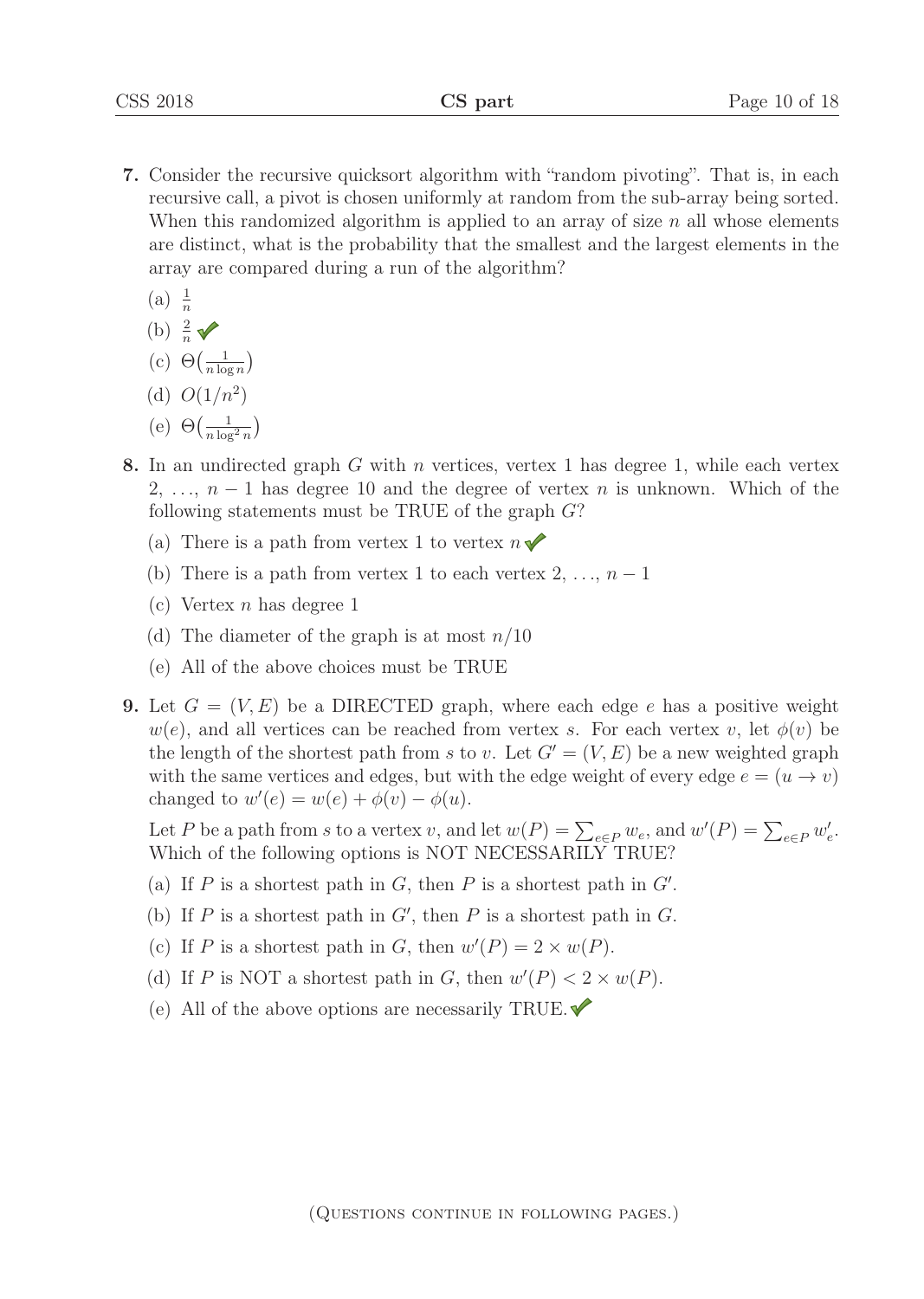**7.** Consider the recursive quicksort algorithm with "random pivoting". That is, in each recursive call, a pivot is chosen uniformly at random from the sub-array being sorted. When this randomized algorithm is applied to an array of size $n$ all whose elements are distinct, what is the probability that the smallest and the largest elements in the array are compared during a run of the algorithm?

(a) $\frac{1}{n}$

(b) $\frac{2}{n}$ ✓

(c) $\Theta\left(\frac{1}{n \log n}\right)$

(d) $O(1/n^2)$

(e) $\Theta\left(\frac{1}{n \log^2 n}\right)$

**8.** In an undirected graph $G$ with $n$ vertices, vertex 1 has degree 1, while each vertex $2, \ldots, n-1$ has degree 10 and the degree of vertex $n$ is unknown. Which of the following statements must be TRUE of the graph $G$?

(a) There is a path from vertex 1 to vertex $n$ ✓

(b) There is a path from vertex 1 to each vertex $2, \ldots, n-1$

(c) Vertex $n$ has degree 1

(d) The diameter of the graph is at most $n/10$

(e) All of the above choices must be TRUE

**9.** Let $G = (V, E)$ be a DIRECTED graph, where each edge $e$ has a positive weight $w(e)$, and all vertices can be reached from vertex $s$. For each vertex $v$, let $\phi(v)$ be the length of the shortest path from $s$ to $v$. Let $G' = (V, E)$ be a new weighted graph with the same vertices and edges, but with the edge weight of every edge $e = (u \to v)$ changed to $w'(e) = w(e) + \phi(v) - \phi(u)$.

Let $P$ be a path from $s$ to a vertex $v$, and let $w(P) = \sum_{e \in P} w_e$, and $w'(P) = \sum_{e \in P} w'_e$. Which of the following options is NOT NECESSARILY TRUE?

(a) If $P$ is a shortest path in $G$, then $P$ is a shortest path in $G'$.

(b) If $P$ is a shortest path in $G'$, then $P$ is a shortest path in $G$.

(c) If $P$ is a shortest path in $G$, then $w'(P) = 2 \times w(P)$.

(d) If $P$ is NOT a shortest path in $G$, then $w'(P) < 2 \times w(P)$.

(e) All of the above options are necessarily TRUE. ✓

(Questions continue in following pages.)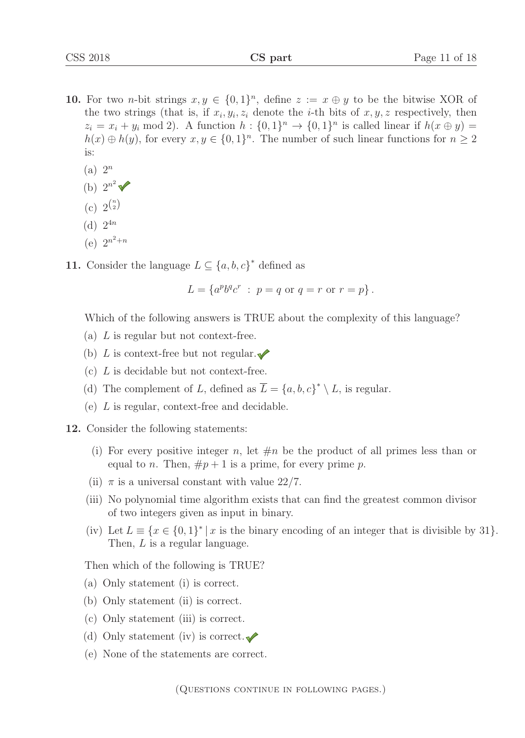**10.** For two $n$-bit strings $x, y \in \{0,1\}^n$, define $z := x \oplus y$ to be the bitwise XOR of the two strings (that is, if $x_i, y_i, z_i$ denote the $i$-th bits of $x, y, z$ respectively, then $z_i = x_i + y_i \bmod 2$). A function $h : \{0,1\}^n \to \{0,1\}^n$ is called linear if $h(x \oplus y) = h(x) \oplus h(y)$, for every $x, y \in \{0,1\}^n$. The number of such linear functions for $n \geq 2$ is:

(a) $2^n$

(b) $2^{n^2}$ ✓

(c) $2^{\binom{n}{2}}$

(d) $2^{4n}$

(e) $2^{n^2+n}$

**11.** Consider the language $L \subseteq \{a,b,c\}^*$ defined as

$$L = \{a^p b^q c^r \ : \ p = q \text{ or } q = r \text{ or } r = p\}.$$

Which of the following answers is TRUE about the complexity of this language?

(a) $L$ is regular but not context-free.

(b) $L$ is context-free but not regular. ✓

(c) $L$ is decidable but not context-free.

(d) The complement of $L$, defined as $\overline{L} = \{a,b,c\}^* \setminus L$, is regular.

(e) $L$ is regular, context-free and decidable.

**12.** Consider the following statements:

(i) For every positive integer $n$, let $\#n$ be the product of all primes less than or equal to $n$. Then, $\#p + 1$ is a prime, for every prime $p$.

(ii) $\pi$ is a universal constant with value $22/7$.

(iii) No polynomial time algorithm exists that can find the greatest common divisor of two integers given as input in binary.

(iv) Let $L \equiv \{x \in \{0,1\}^* \mid x \text{ is the binary encoding of an integer that is divisible by } 31\}$. Then, $L$ is a regular language.

Then which of the following is TRUE?

(a) Only statement (i) is correct.

(b) Only statement (ii) is correct.

(c) Only statement (iii) is correct.

(d) Only statement (iv) is correct. ✓

(e) None of the statements are correct.

(Questions continue in following pages.)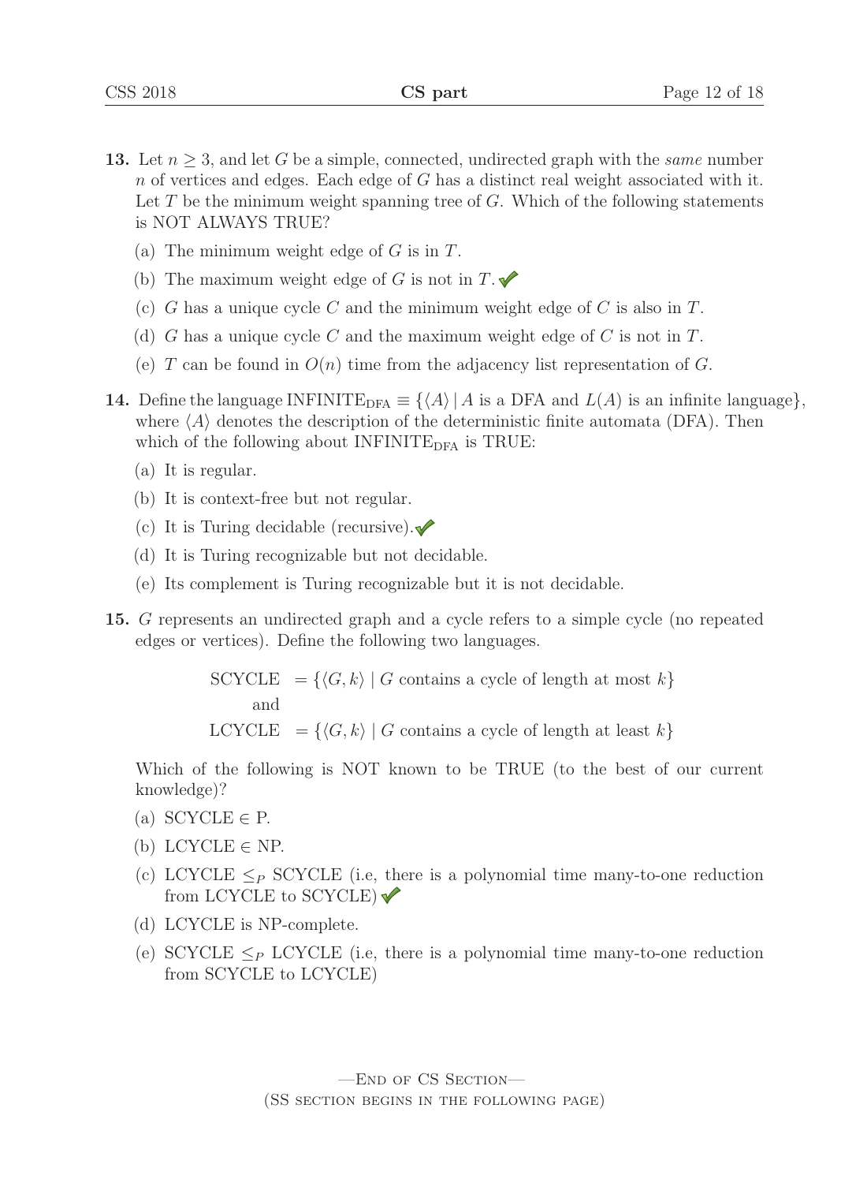**13.** Let $n \geq 3$, and let $G$ be a simple, connected, undirected graph with the *same* number $n$ of vertices and edges. Each edge of $G$ has a distinct real weight associated with it. Let $T$ be the minimum weight spanning tree of $G$. Which of the following statements is NOT ALWAYS TRUE?

(a) The minimum weight edge of $G$ is in $T$.

(b) The maximum weight edge of $G$ is not in $T$. ✓

(c) $G$ has a unique cycle $C$ and the minimum weight edge of $C$ is also in $T$.

(d) $G$ has a unique cycle $C$ and the maximum weight edge of $C$ is not in $T$.

(e) $T$ can be found in $O(n)$ time from the adjacency list representation of $G$.

**14.** Define the language $\text{INFINITE}_{\text{DFA}} \equiv \{\langle A \rangle \mid A \text{ is a DFA and } L(A) \text{ is an infinite language}\}$, where $\langle A \rangle$ denotes the description of the deterministic finite automata (DFA). Then which of the following about $\text{INFINITE}_{\text{DFA}}$ is TRUE:

(a) It is regular.

(b) It is context-free but not regular.

(c) It is Turing decidable (recursive). ✓

(d) It is Turing recognizable but not decidable.

(e) Its complement is Turing recognizable but it is not decidable.

**15.** $G$ represents an undirected graph and a cycle refers to a simple cycle (no repeated edges or vertices). Define the following two languages.

$$\text{SCYCLE} = \{\langle G, k \rangle \mid G \text{ contains a cycle of length at most } k\}$$

and

$$\text{LCYCLE} = \{\langle G, k \rangle \mid G \text{ contains a cycle of length at least } k\}$$

Which of the following is NOT known to be TRUE (to the best of our current knowledge)?

(a) $\text{SCYCLE} \in \text{P}$.

(b) $\text{LCYCLE} \in \text{NP}$.

(c) $\text{LCYCLE} \leq_P \text{SCYCLE}$ (i.e, there is a polynomial time many-to-one reduction from LCYCLE to SCYCLE) ✓

(d) LCYCLE is NP-complete.

(e) $\text{SCYCLE} \leq_P \text{LCYCLE}$ (i.e, there is a polynomial time many-to-one reduction from SCYCLE to LCYCLE)

—End of CS Section—

(SS section begins in the following page)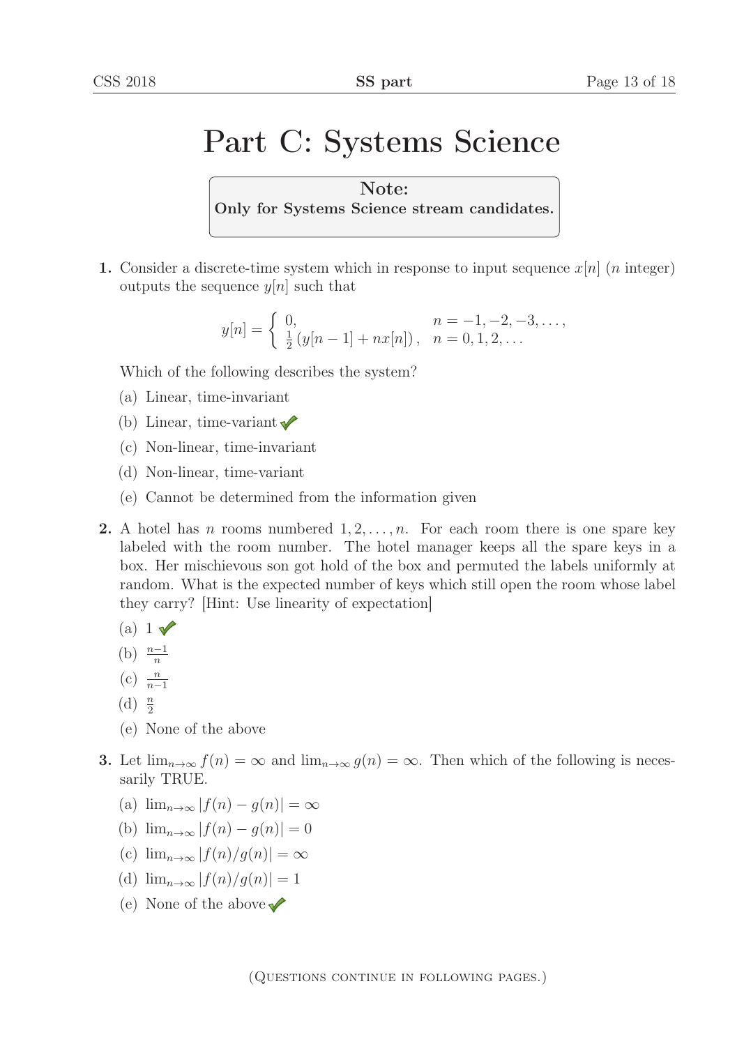# Part C: Systems Science

**Note:**
**Only for Systems Science stream candidates.**

**1.** Consider a discrete-time system which in response to input sequence $x[n]$ ($n$ integer) outputs the sequence $y[n]$ such that

$$y[n] = \begin{cases} 0, & n = -1, -2, -3, \dots, \\ \frac{1}{2}\left(y[n-1] + nx[n]\right), & n = 0, 1, 2, \dots \end{cases}$$

Which of the following describes the system?

(a) Linear, time-invariant

(b) Linear, time-variant ✓

(c) Non-linear, time-invariant

(d) Non-linear, time-variant

(e) Cannot be determined from the information given

**2.** A hotel has $n$ rooms numbered $1, 2, \dots, n$. For each room there is one spare key labeled with the room number. The hotel manager keeps all the spare keys in a box. Her mischievous son got hold of the box and permuted the labels uniformly at random. What is the expected number of keys which still open the room whose label they carry? [Hint: Use linearity of expectation]

(a) 1 ✓

(b) $\frac{n-1}{n}$

(c) $\frac{n}{n-1}$

(d) $\frac{n}{2}$

(e) None of the above

**3.** Let $\lim_{n\to\infty} f(n) = \infty$ and $\lim_{n\to\infty} g(n) = \infty$. Then which of the following is necessarily TRUE.

(a) $\lim_{n\to\infty} |f(n) - g(n)| = \infty$

(b) $\lim_{n\to\infty} |f(n) - g(n)| = 0$

(c) $\lim_{n\to\infty} |f(n)/g(n)| = \infty$

(d) $\lim_{n\to\infty} |f(n)/g(n)| = 1$

(e) None of the above ✓

(Questions continue in following pages.)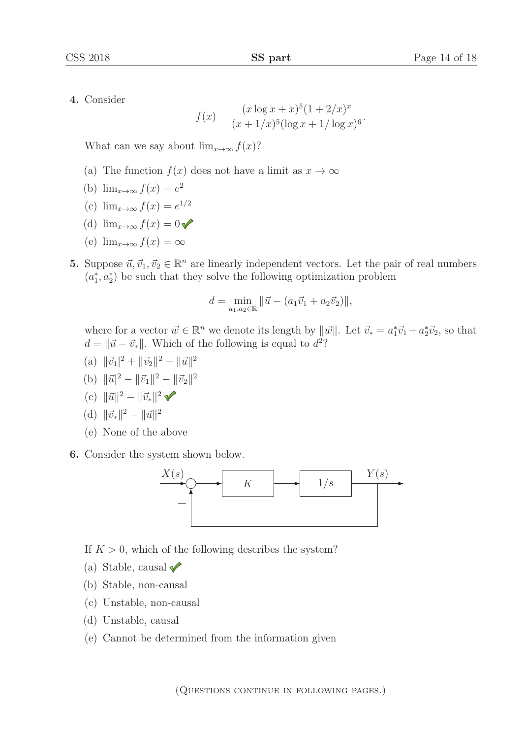**4.** Consider

$$f(x) = \frac{(x \log x + x)^5 (1 + 2/x)^x}{(x + 1/x)^5 (\log x + 1/\log x)^6}.$$

What can we say about $\lim_{x \to \infty} f(x)$?

(a) The function $f(x)$ does not have a limit as $x \to \infty$

(b) $\lim_{x \to \infty} f(x) = e^2$

(c) $\lim_{x \to \infty} f(x) = e^{1/2}$

(d) $\lim_{x \to \infty} f(x) = 0$ ✓

(e) $\lim_{x \to \infty} f(x) = \infty$

**5.** Suppose $\vec{u}, \vec{v}_1, \vec{v}_2 \in \mathbb{R}^n$ are linearly independent vectors. Let the pair of real numbers $(a_1^*, a_2^*)$ be such that they solve the following optimization problem

$$d = \min_{a_1, a_2 \in \mathbb{R}} \|\vec{u} - (a_1 \vec{v}_1 + a_2 \vec{v}_2)\|,$$

where for a vector $\vec{w} \in \mathbb{R}^n$ we denote its length by $\|\vec{w}\|$. Let $\vec{v}_* = a_1^* \vec{v}_1 + a_2^* \vec{v}_2$, so that $d = \|\vec{u} - \vec{v}_*\|$. Which of the following is equal to $d^2$?

(a) $\|\vec{v}_1\|^2 + \|\vec{v}_2\|^2 - \|\vec{u}\|^2$

(b) $\|\vec{u}|^2 - \|\vec{v}_1\|^2 - \|\vec{v}_2\|^2$

(c) $\|\vec{u}\|^2 - \|\vec{v}_*\|^2$ ✓

(d) $\|\vec{v}_*\|^2 - \|\vec{u}\|^2$

(e) None of the above

**6.** Consider the system shown below.

$X(s)$ → (summing junction, $-$ feedback) → $K$ → $1/s$ → $Y(s)$, with $Y(s)$ fed back to the summing junction.

If $K > 0$, which of the following describes the system?

(a) Stable, causal ✓

(b) Stable, non-causal

(c) Unstable, non-causal

(d) Unstable, causal

(e) Cannot be determined from the information given

(Questions continue in following pages.)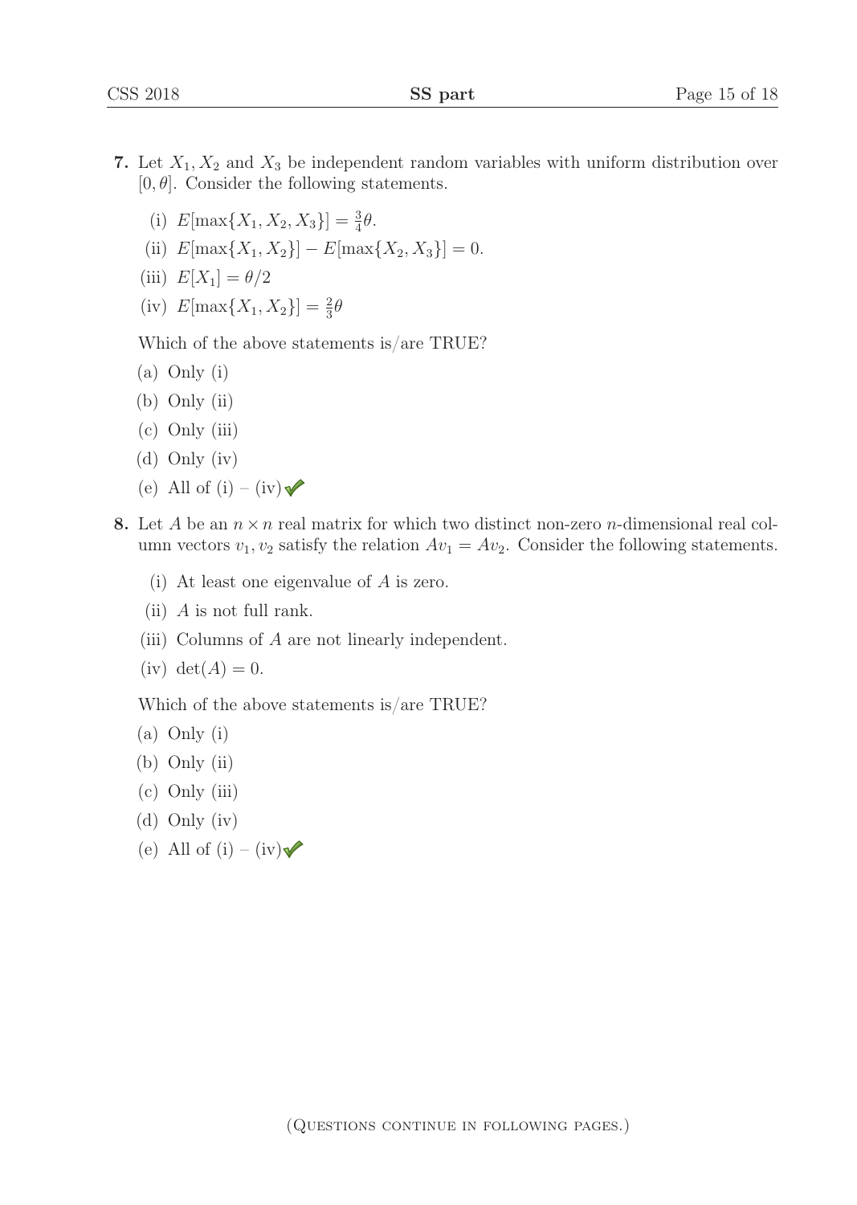**7.** Let $X_1, X_2$ and $X_3$ be independent random variables with uniform distribution over $[0, \theta]$. Consider the following statements.

(i) $E[\max\{X_1, X_2, X_3\}] = \frac{3}{4}\theta$.

(ii) $E[\max\{X_1, X_2\}] - E[\max\{X_2, X_3\}] = 0$.

(iii) $E[X_1] = \theta/2$

(iv) $E[\max\{X_1, X_2\}] = \frac{2}{3}\theta$

Which of the above statements is/are TRUE?

(a) Only (i)

(b) Only (ii)

(c) Only (iii)

(d) Only (iv)

(e) All of (i) – (iv) ✓

**8.** Let $A$ be an $n \times n$ real matrix for which two distinct non-zero $n$-dimensional real column vectors $v_1, v_2$ satisfy the relation $Av_1 = Av_2$. Consider the following statements.

(i) At least one eigenvalue of $A$ is zero.

(ii) $A$ is not full rank.

(iii) Columns of $A$ are not linearly independent.

(iv) $\det(A) = 0$.

Which of the above statements is/are TRUE?

(a) Only (i)

(b) Only (ii)

(c) Only (iii)

(d) Only (iv)

(e) All of (i) – (iv) ✓

(Questions continue in following pages.)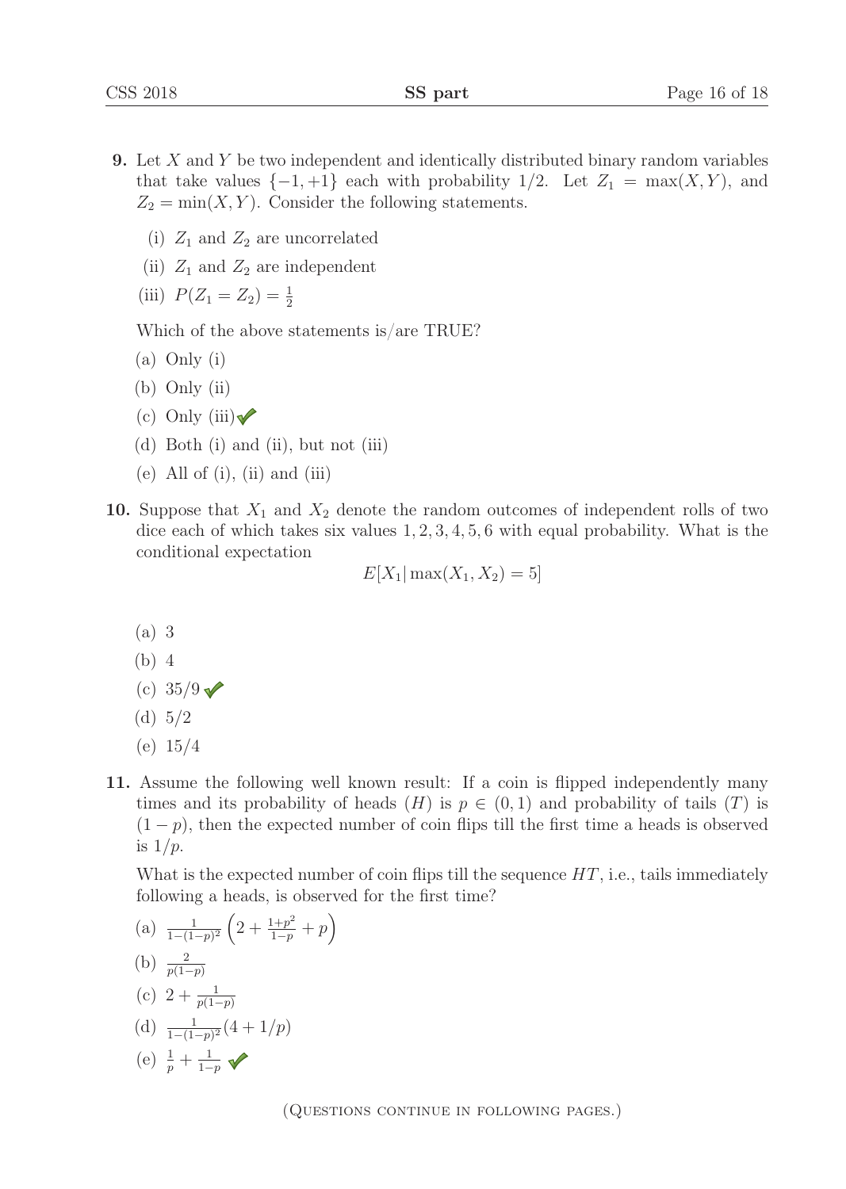**9.** Let $X$ and $Y$ be two independent and identically distributed binary random variables that take values $\{-1, +1\}$ each with probability $1/2$. Let $Z_1 = \max(X, Y)$, and $Z_2 = \min(X, Y)$. Consider the following statements.

(i) $Z_1$ and $Z_2$ are uncorrelated

(ii) $Z_1$ and $Z_2$ are independent

(iii) $P(Z_1 = Z_2) = \frac{1}{2}$

Which of the above statements is/are TRUE?

(a) Only (i)

(b) Only (ii)

(c) Only (iii) ✓

(d) Both (i) and (ii), but not (iii)

(e) All of (i), (ii) and (iii)

**10.** Suppose that $X_1$ and $X_2$ denote the random outcomes of independent rolls of two dice each of which takes six values $1, 2, 3, 4, 5, 6$ with equal probability. What is the conditional expectation

$$E[X_1 | \max(X_1, X_2) = 5]$$

(a) 3

(b) 4

(c) 35/9 ✓

(d) 5/2

(e) 15/4

**11.** Assume the following well known result: If a coin is flipped independently many times and its probability of heads ($H$) is $p \in (0, 1)$ and probability of tails ($T$) is $(1 - p)$, then the expected number of coin flips till the first time a heads is observed is $1/p$.

What is the expected number of coin flips till the sequence $HT$, i.e., tails immediately following a heads, is observed for the first time?

(a) $\frac{1}{1-(1-p)^2}\left(2 + \frac{1+p^2}{1-p} + p\right)$

(b) $\frac{2}{p(1-p)}$

(c) $2 + \frac{1}{p(1-p)}$

(d) $\frac{1}{1-(1-p)^2}(4 + 1/p)$

(e) $\frac{1}{p} + \frac{1}{1-p}$ ✓

(Questions continue in following pages.)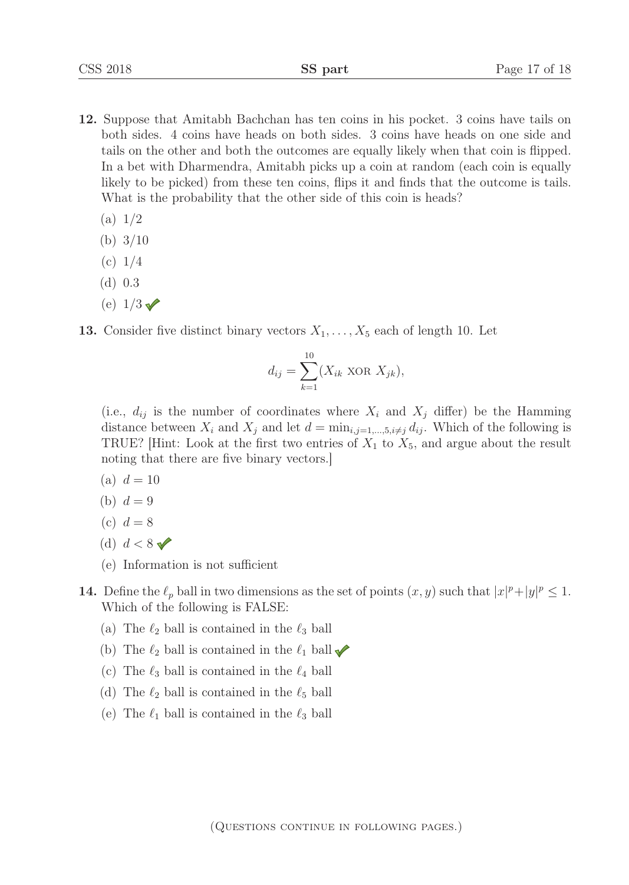**12.** Suppose that Amitabh Bachchan has ten coins in his pocket. 3 coins have tails on both sides. 4 coins have heads on both sides. 3 coins have heads on one side and tails on the other and both the outcomes are equally likely when that coin is flipped. In a bet with Dharmendra, Amitabh picks up a coin at random (each coin is equally likely to be picked) from these ten coins, flips it and finds that the outcome is tails. What is the probability that the other side of this coin is heads?

(a) 1/2

(b) 3/10

(c) 1/4

(d) 0.3

(e) 1/3 ✔

**13.** Consider five distinct binary vectors $X_1, \ldots, X_5$ each of length 10. Let

$$d_{ij} = \sum_{k=1}^{10} (X_{ik} \text{ XOR } X_{jk}),$$

(i.e., $d_{ij}$ is the number of coordinates where $X_i$ and $X_j$ differ) be the Hamming distance between $X_i$ and $X_j$ and let $d = \min_{i,j=1,\ldots,5, i \neq j} d_{ij}$. Which of the following is TRUE? [Hint: Look at the first two entries of $X_1$ to $X_5$, and argue about the result noting that there are five binary vectors.]

(a) $d = 10$

(b) $d = 9$

(c) $d = 8$

(d) $d < 8$ ✔

(e) Information is not sufficient

**14.** Define the $\ell_p$ ball in two dimensions as the set of points $(x, y)$ such that $|x|^p + |y|^p \leq 1$. Which of the following is FALSE:

(a) The $\ell_2$ ball is contained in the $\ell_3$ ball

(b) The $\ell_2$ ball is contained in the $\ell_1$ ball ✔

(c) The $\ell_3$ ball is contained in the $\ell_4$ ball

(d) The $\ell_2$ ball is contained in the $\ell_5$ ball

(e) The $\ell_1$ ball is contained in the $\ell_3$ ball

(Questions continue in following pages.)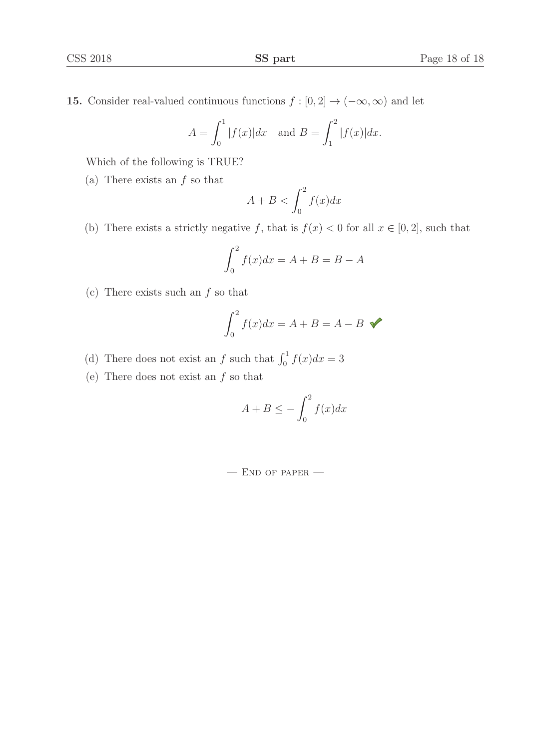**15.** Consider real-valued continuous functions $f : [0, 2] \to (-\infty, \infty)$ and let

$$A = \int_0^1 |f(x)| dx \quad \text{and } B = \int_1^2 |f(x)| dx.$$

Which of the following is TRUE?

(a) There exists an $f$ so that

$$A + B < \int_0^2 f(x) dx$$

(b) There exists a strictly negative $f$, that is $f(x) < 0$ for all $x \in [0, 2]$, such that

$$\int_0^2 f(x) dx = A + B = B - A$$

(c) There exists such an $f$ so that

$$\int_0^2 f(x) dx = A + B = A - B \checkmark$$

(d) There does not exist an $f$ such that $\int_0^1 f(x) dx = 3$

(e) There does not exist an $f$ so that

$$A + B \leq - \int_0^2 f(x) dx$$

— End of paper —